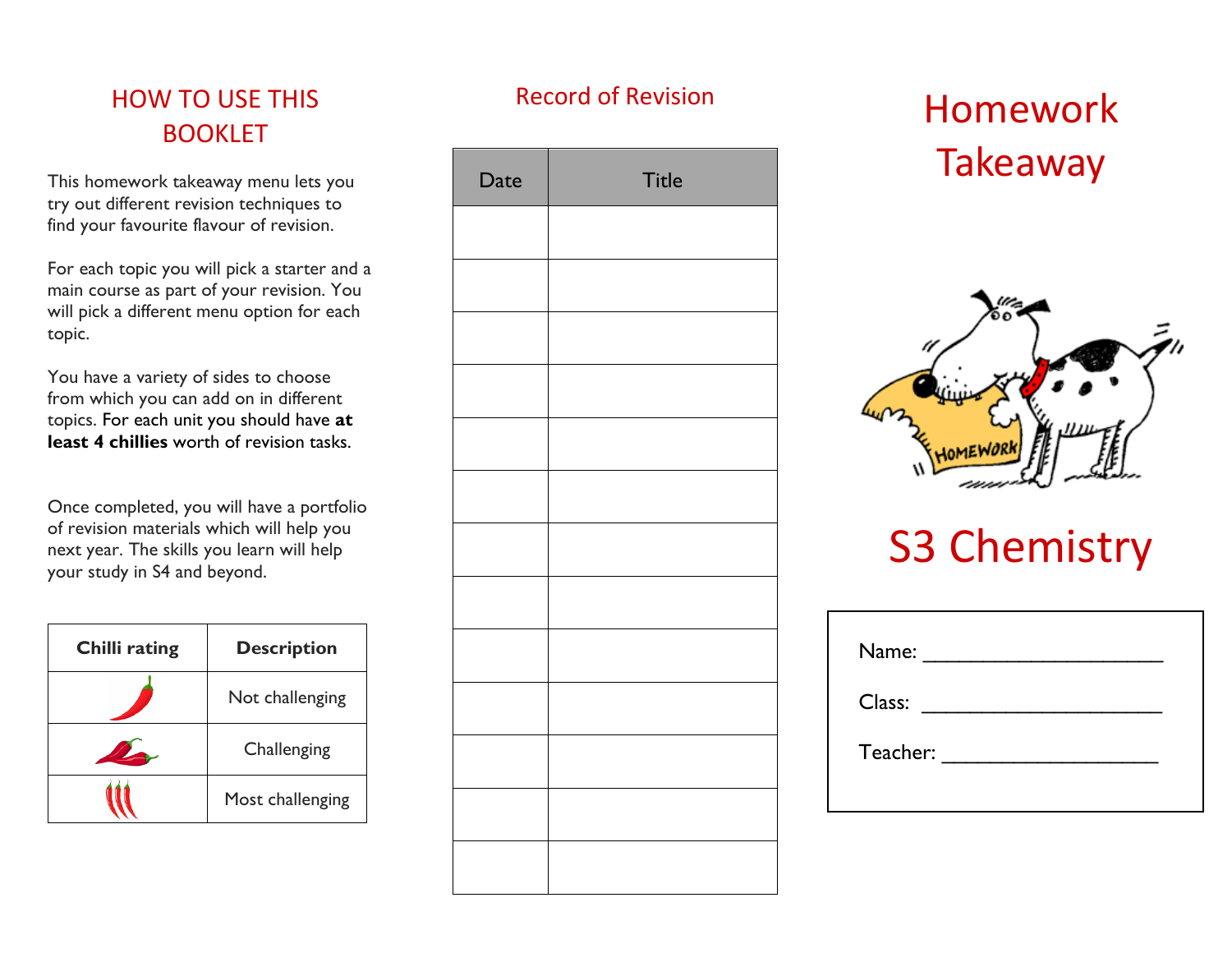## HOW TO USE THIS BOOKLET

This homework takeaway menu lets you try out different revision techniques to find your favourite flavour of revision.

For each topic you will pick a starter and a main course as part of your revision. You will pick a different menu option for each topic.

You have a variety of sides to choose from which you can add on in different topics. For each unit you should have **at least 4 chillies** worth of revision tasks.

Once completed, you will have a portfolio of revision materials which will help you next year. The skills you learn will help your study in S4 and beyond.

| Chilli rating | Description |
|---|---|
| 🌶 | Not challenging |
| 🌶🌶 | Challenging |
| 🌶🌶🌶 | Most challenging |

## Record of Revision

| Date | Title |
|---|---|
| | |
| | |
| | |
| | |
| | |
| | |
| | |
| | |
| | |
| | |
| | |
| | |
| | |

# Homework Takeaway

# S3 Chemistry

Name: ____________________

Class: ____________________

Teacher: ____________________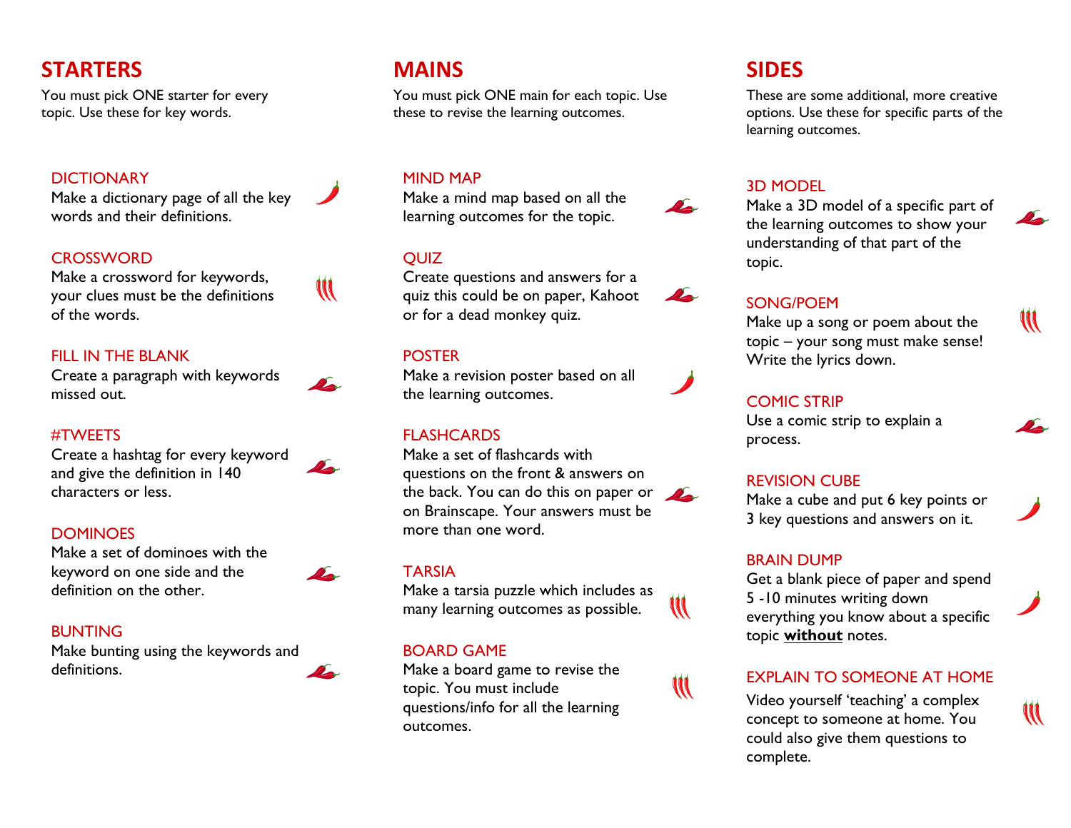## STARTERS

You must pick ONE starter for every topic. Use these for key words.

### DICTIONARY

Make a dictionary page of all the key words and their definitions.

### CROSSWORD

Make a crossword for keywords, your clues must be the definitions of the words.

### FILL IN THE BLANK

Create a paragraph with keywords missed out.

### #TWEETS

Create a hashtag for every keyword and give the definition in 140 characters or less.

### DOMINOES

Make a set of dominoes with the keyword on one side and the definition on the other.

### BUNTING

Make bunting using the keywords and definitions.

## MAINS

You must pick ONE main for each topic. Use these to revise the learning outcomes.

### MIND MAP

Make a mind map based on all the learning outcomes for the topic.

### QUIZ

Create questions and answers for a quiz this could be on paper, Kahoot or for a dead monkey quiz.

### POSTER

Make a revision poster based on all the learning outcomes.

### FLASHCARDS

Make a set of flashcards with questions on the front & answers on the back. You can do this on paper or on Brainscape. Your answers must be more than one word.

### TARSIA

Make a tarsia puzzle which includes as many learning outcomes as possible.

### BOARD GAME

Make a board game to revise the topic. You must include questions/info for all the learning outcomes.

## SIDES

These are some additional, more creative options. Use these for specific parts of the learning outcomes.

### 3D MODEL

Make a 3D model of a specific part of the learning outcomes to show your understanding of that part of the topic.

### SONG/POEM

Make up a song or poem about the topic – your song must make sense! Write the lyrics down.

### COMIC STRIP

Use a comic strip to explain a process.

### REVISION CUBE

Make a cube and put 6 key points or 3 key questions and answers on it.

### BRAIN DUMP

Get a blank piece of paper and spend 5 -10 minutes writing down everything you know about a specific topic **without** notes.

### EXPLAIN TO SOMEONE AT HOME

Video yourself 'teaching' a complex concept to someone at home. You could also give them questions to complete.